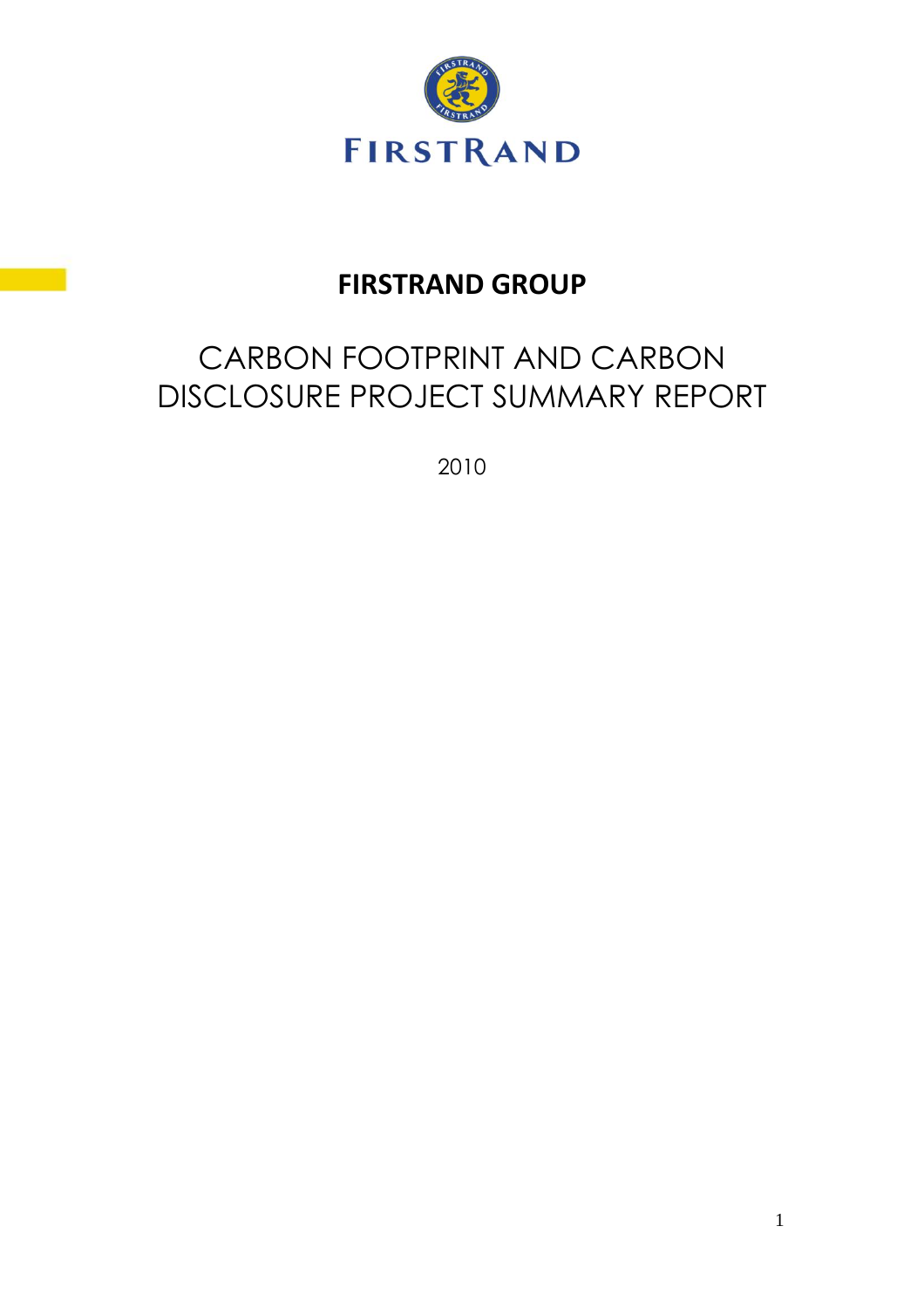# FIRSTRAND GROUP

## CARBON FOOTPRINT AND CARBON DISCLOSURE PROJECT SUMMARY REPORT

2010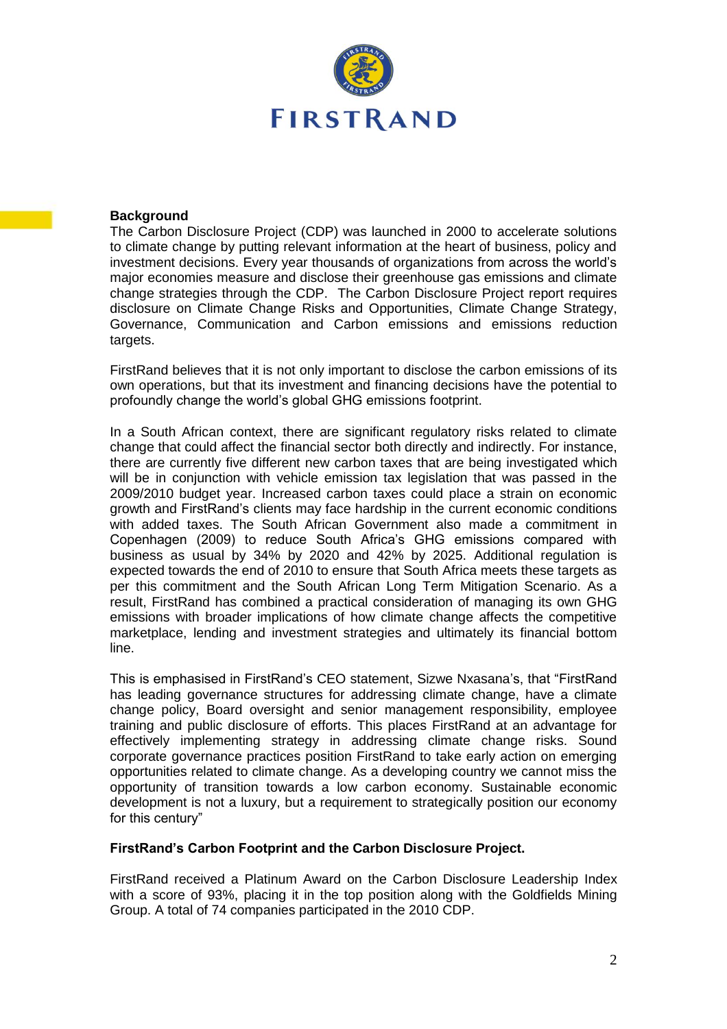**Background**

The Carbon Disclosure Project (CDP) was launched in 2000 to accelerate solutions to climate change by putting relevant information at the heart of business, policy and investment decisions. Every year thousands of organizations from across the world's major economies measure and disclose their greenhouse gas emissions and climate change strategies through the CDP. The Carbon Disclosure Project report requires disclosure on Climate Change Risks and Opportunities, Climate Change Strategy, Governance, Communication and Carbon emissions and emissions reduction targets.

FirstRand believes that it is not only important to disclose the carbon emissions of its own operations, but that its investment and financing decisions have the potential to profoundly change the world's global GHG emissions footprint.

In a South African context, there are significant regulatory risks related to climate change that could affect the financial sector both directly and indirectly. For instance, there are currently five different new carbon taxes that are being investigated which will be in conjunction with vehicle emission tax legislation that was passed in the 2009/2010 budget year. Increased carbon taxes could place a strain on economic growth and FirstRand's clients may face hardship in the current economic conditions with added taxes. The South African Government also made a commitment in Copenhagen (2009) to reduce South Africa's GHG emissions compared with business as usual by 34% by 2020 and 42% by 2025. Additional regulation is expected towards the end of 2010 to ensure that South Africa meets these targets as per this commitment and the South African Long Term Mitigation Scenario. As a result, FirstRand has combined a practical consideration of managing its own GHG emissions with broader implications of how climate change affects the competitive marketplace, lending and investment strategies and ultimately its financial bottom line.

This is emphasised in FirstRand's CEO statement, Sizwe Nxasana's, that "FirstRand has leading governance structures for addressing climate change, have a climate change policy, Board oversight and senior management responsibility, employee training and public disclosure of efforts. This places FirstRand at an advantage for effectively implementing strategy in addressing climate change risks. Sound corporate governance practices position FirstRand to take early action on emerging opportunities related to climate change. As a developing country we cannot miss the opportunity of transition towards a low carbon economy. Sustainable economic development is not a luxury, but a requirement to strategically position our economy for this century"

**FirstRand's Carbon Footprint and the Carbon Disclosure Project.**

FirstRand received a Platinum Award on the Carbon Disclosure Leadership Index with a score of 93%, placing it in the top position along with the Goldfields Mining Group. A total of 74 companies participated in the 2010 CDP.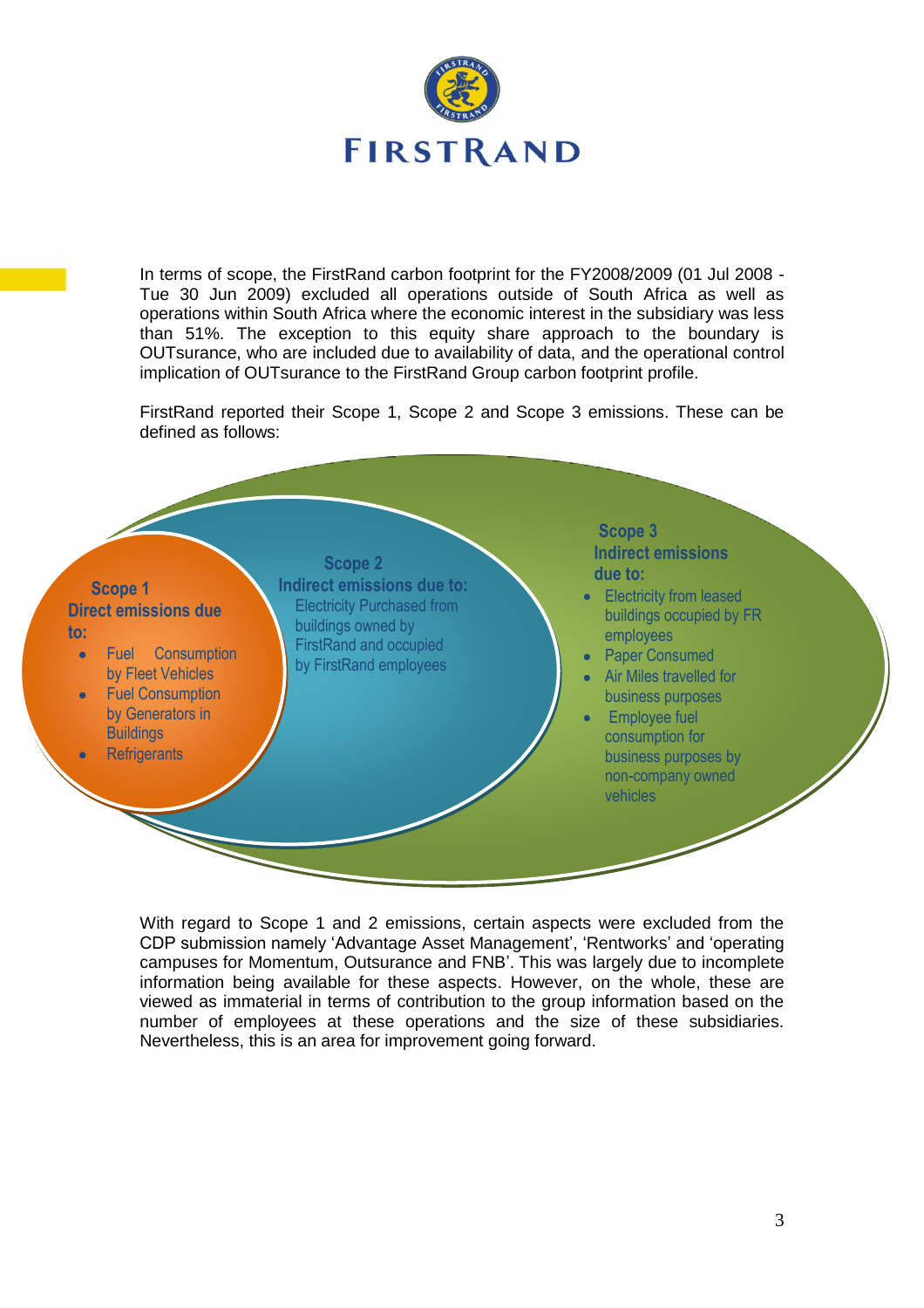FIRSTRAND

In terms of scope, the FirstRand carbon footprint for the FY2008/2009 (01 Jul 2008 - Tue 30 Jun 2009) excluded all operations outside of South Africa as well as operations within South Africa where the economic interest in the subsidiary was less than 51%. The exception to this equity share approach to the boundary is OUTsurance, who are included due to availability of data, and the operational control implication of OUTsurance to the FirstRand Group carbon footprint profile.

FirstRand reported their Scope 1, Scope 2 and Scope 3 emissions. These can be defined as follows:

**Scope 1**
**Direct emissions due to:**

- Fuel Consumption by Fleet Vehicles
- Fuel Consumption by Generators in Buildings
- Refrigerants

**Scope 2**
**Indirect emissions due to:**

Electricity Purchased from buildings owned by FirstRand and occupied by FirstRand employees

**Scope 3**
**Indirect emissions due to:**

- Electricity from leased buildings occupied by FR employees
- Paper Consumed
- Air Miles travelled for business purposes
- Employee fuel consumption for business purposes by non-company owned vehicles

With regard to Scope 1 and 2 emissions, certain aspects were excluded from the CDP submission namely 'Advantage Asset Management', 'Rentworks' and 'operating campuses for Momentum, Outsurance and FNB'. This was largely due to incomplete information being available for these aspects. However, on the whole, these are viewed as immaterial in terms of contribution to the group information based on the number of employees at these operations and the size of these subsidiaries. Nevertheless, this is an area for improvement going forward.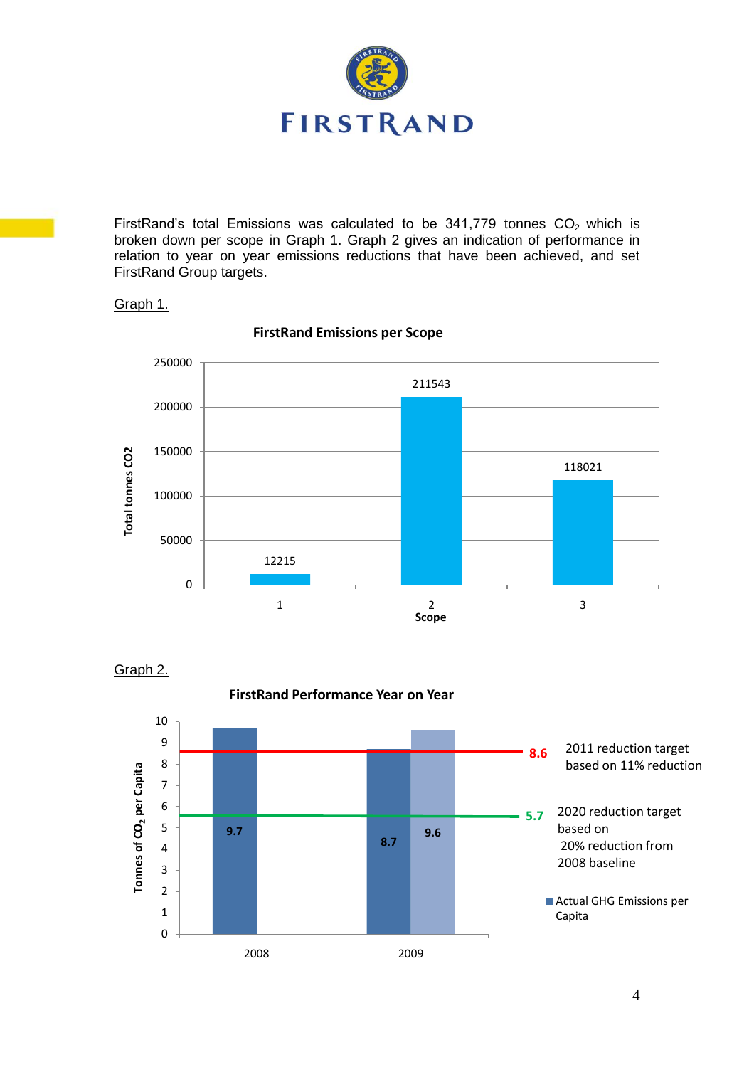FIRSTRAND

FirstRand's total Emissions was calculated to be 341,779 tonnes $CO_2$ which is broken down per scope in Graph 1. Graph 2 gives an indication of performance in relation to year on year emissions reductions that have been achieved, and set FirstRand Group targets.

Graph 1.

**FirstRand Emissions per Scope**

| Scope | Total tonnes CO2 |
|---|---|
| 1 | 12215 |
| 2 | 211543 |
| 3 | 118021 |

Graph 2.

**FirstRand Performance Year on Year**

| Year | Tonnes of $CO_2$ per Capita |
|---|---|
| 2008 | 9.7 |
| 2009 | 8.7 |
| 2009 | 9.6 |

8.6 — 2011 reduction target based on 11% reduction

5.7 — 2020 reduction target based on 20% reduction from 2008 baseline

Actual GHG Emissions per Capita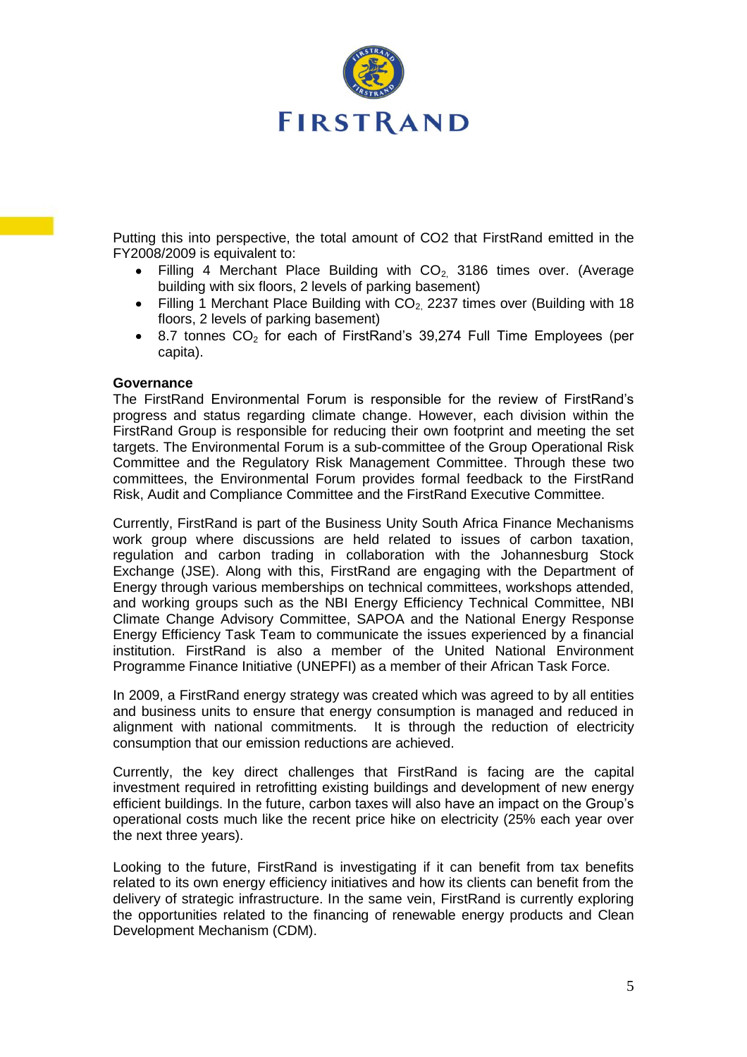Putting this into perspective, the total amount of CO2 that FirstRand emitted in the FY2008/2009 is equivalent to:

- Filling 4 Merchant Place Building with $CO_2$, 3186 times over. (Average building with six floors, 2 levels of parking basement)
- Filling 1 Merchant Place Building with $CO_2$, 2237 times over (Building with 18 floors, 2 levels of parking basement)
- 8.7 tonnes $CO_2$ for each of FirstRand's 39,274 Full Time Employees (per capita).

**Governance**

The FirstRand Environmental Forum is responsible for the review of FirstRand's progress and status regarding climate change. However, each division within the FirstRand Group is responsible for reducing their own footprint and meeting the set targets. The Environmental Forum is a sub-committee of the Group Operational Risk Committee and the Regulatory Risk Management Committee. Through these two committees, the Environmental Forum provides formal feedback to the FirstRand Risk, Audit and Compliance Committee and the FirstRand Executive Committee.

Currently, FirstRand is part of the Business Unity South Africa Finance Mechanisms work group where discussions are held related to issues of carbon taxation, regulation and carbon trading in collaboration with the Johannesburg Stock Exchange (JSE). Along with this, FirstRand are engaging with the Department of Energy through various memberships on technical committees, workshops attended, and working groups such as the NBI Energy Efficiency Technical Committee, NBI Climate Change Advisory Committee, SAPOA and the National Energy Response Energy Efficiency Task Team to communicate the issues experienced by a financial institution. FirstRand is also a member of the United National Environment Programme Finance Initiative (UNEPFI) as a member of their African Task Force.

In 2009, a FirstRand energy strategy was created which was agreed to by all entities and business units to ensure that energy consumption is managed and reduced in alignment with national commitments. It is through the reduction of electricity consumption that our emission reductions are achieved.

Currently, the key direct challenges that FirstRand is facing are the capital investment required in retrofitting existing buildings and development of new energy efficient buildings. In the future, carbon taxes will also have an impact on the Group's operational costs much like the recent price hike on electricity (25% each year over the next three years).

Looking to the future, FirstRand is investigating if it can benefit from tax benefits related to its own energy efficiency initiatives and how its clients can benefit from the delivery of strategic infrastructure. In the same vein, FirstRand is currently exploring the opportunities related to the financing of renewable energy products and Clean Development Mechanism (CDM).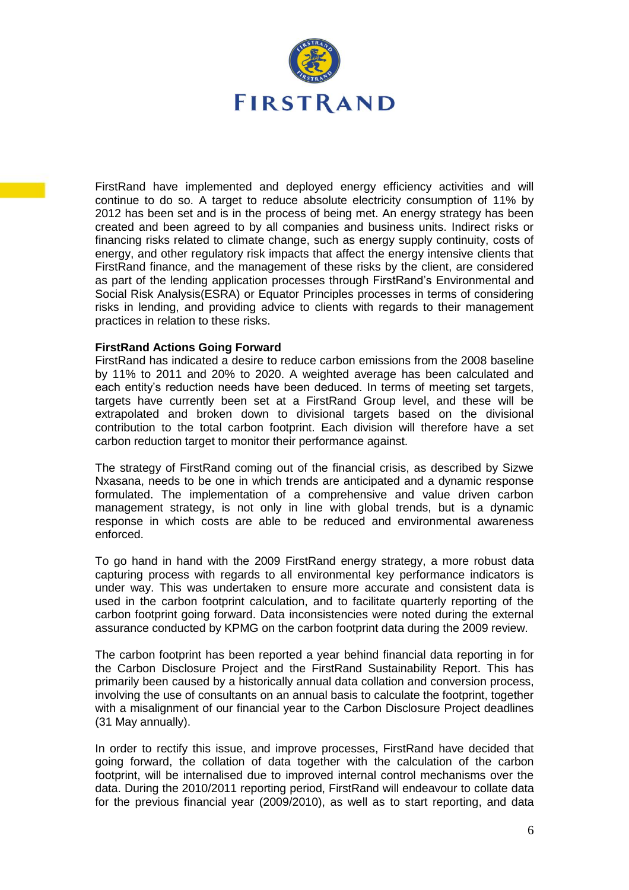FirstRand have implemented and deployed energy efficiency activities and will continue to do so. A target to reduce absolute electricity consumption of 11% by 2012 has been set and is in the process of being met. An energy strategy has been created and been agreed to by all companies and business units. Indirect risks or financing risks related to climate change, such as energy supply continuity, costs of energy, and other regulatory risk impacts that affect the energy intensive clients that FirstRand finance, and the management of these risks by the client, are considered as part of the lending application processes through FirstRand's Environmental and Social Risk Analysis(ESRA) or Equator Principles processes in terms of considering risks in lending, and providing advice to clients with regards to their management practices in relation to these risks.

**FirstRand Actions Going Forward**

FirstRand has indicated a desire to reduce carbon emissions from the 2008 baseline by 11% to 2011 and 20% to 2020. A weighted average has been calculated and each entity's reduction needs have been deduced. In terms of meeting set targets, targets have currently been set at a FirstRand Group level, and these will be extrapolated and broken down to divisional targets based on the divisional contribution to the total carbon footprint. Each division will therefore have a set carbon reduction target to monitor their performance against.

The strategy of FirstRand coming out of the financial crisis, as described by Sizwe Nxasana, needs to be one in which trends are anticipated and a dynamic response formulated. The implementation of a comprehensive and value driven carbon management strategy, is not only in line with global trends, but is a dynamic response in which costs are able to be reduced and environmental awareness enforced.

To go hand in hand with the 2009 FirstRand energy strategy, a more robust data capturing process with regards to all environmental key performance indicators is under way. This was undertaken to ensure more accurate and consistent data is used in the carbon footprint calculation, and to facilitate quarterly reporting of the carbon footprint going forward. Data inconsistencies were noted during the external assurance conducted by KPMG on the carbon footprint data during the 2009 review.

The carbon footprint has been reported a year behind financial data reporting in for the Carbon Disclosure Project and the FirstRand Sustainability Report. This has primarily been caused by a historically annual data collation and conversion process, involving the use of consultants on an annual basis to calculate the footprint, together with a misalignment of our financial year to the Carbon Disclosure Project deadlines (31 May annually).

In order to rectify this issue, and improve processes, FirstRand have decided that going forward, the collation of data together with the calculation of the carbon footprint, will be internalised due to improved internal control mechanisms over the data. During the 2010/2011 reporting period, FirstRand will endeavour to collate data for the previous financial year (2009/2010), as well as to start reporting, and data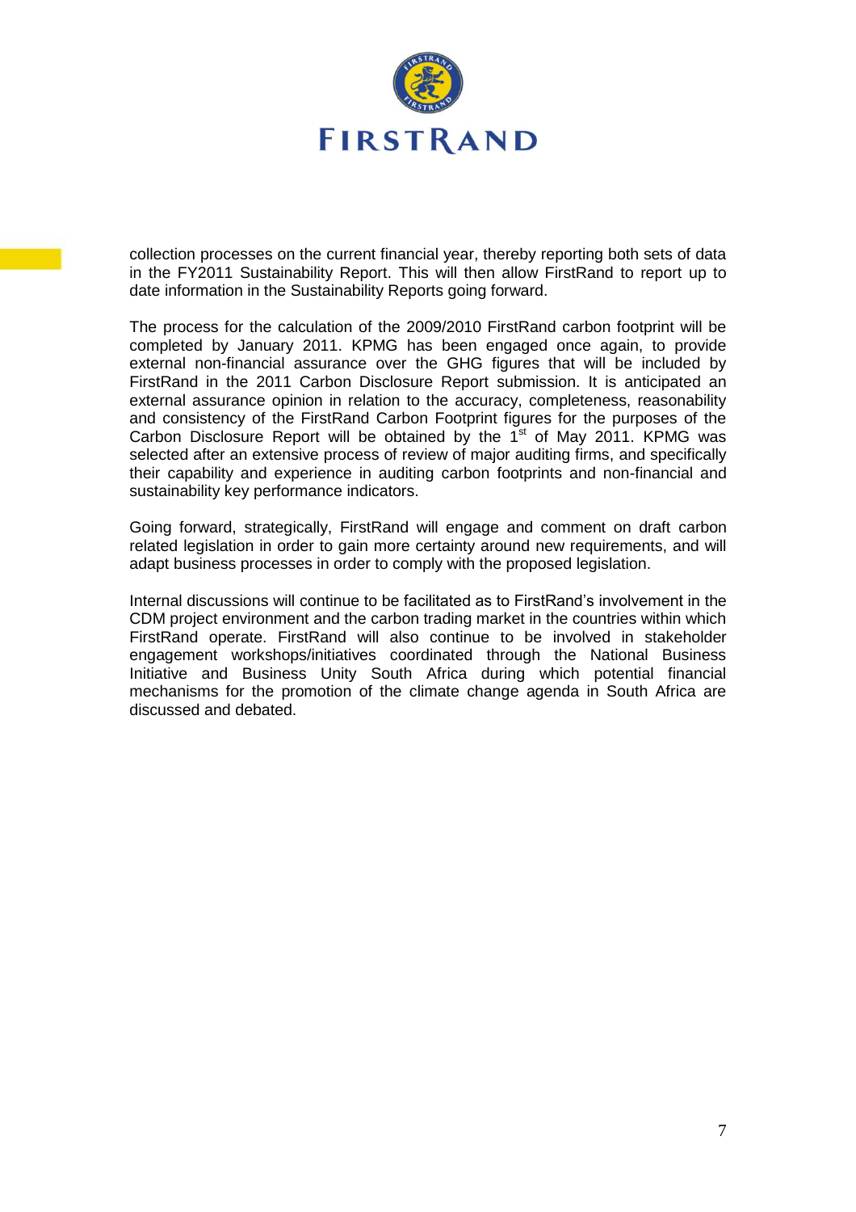collection processes on the current financial year, thereby reporting both sets of data in the FY2011 Sustainability Report. This will then allow FirstRand to report up to date information in the Sustainability Reports going forward.

The process for the calculation of the 2009/2010 FirstRand carbon footprint will be completed by January 2011. KPMG has been engaged once again, to provide external non-financial assurance over the GHG figures that will be included by FirstRand in the 2011 Carbon Disclosure Report submission. It is anticipated an external assurance opinion in relation to the accuracy, completeness, reasonability and consistency of the FirstRand Carbon Footprint figures for the purposes of the Carbon Disclosure Report will be obtained by the 1st of May 2011. KPMG was selected after an extensive process of review of major auditing firms, and specifically their capability and experience in auditing carbon footprints and non-financial and sustainability key performance indicators.

Going forward, strategically, FirstRand will engage and comment on draft carbon related legislation in order to gain more certainty around new requirements, and will adapt business processes in order to comply with the proposed legislation.

Internal discussions will continue to be facilitated as to FirstRand's involvement in the CDM project environment and the carbon trading market in the countries within which FirstRand operate. FirstRand will also continue to be involved in stakeholder engagement workshops/initiatives coordinated through the National Business Initiative and Business Unity South Africa during which potential financial mechanisms for the promotion of the climate change agenda in South Africa are discussed and debated.